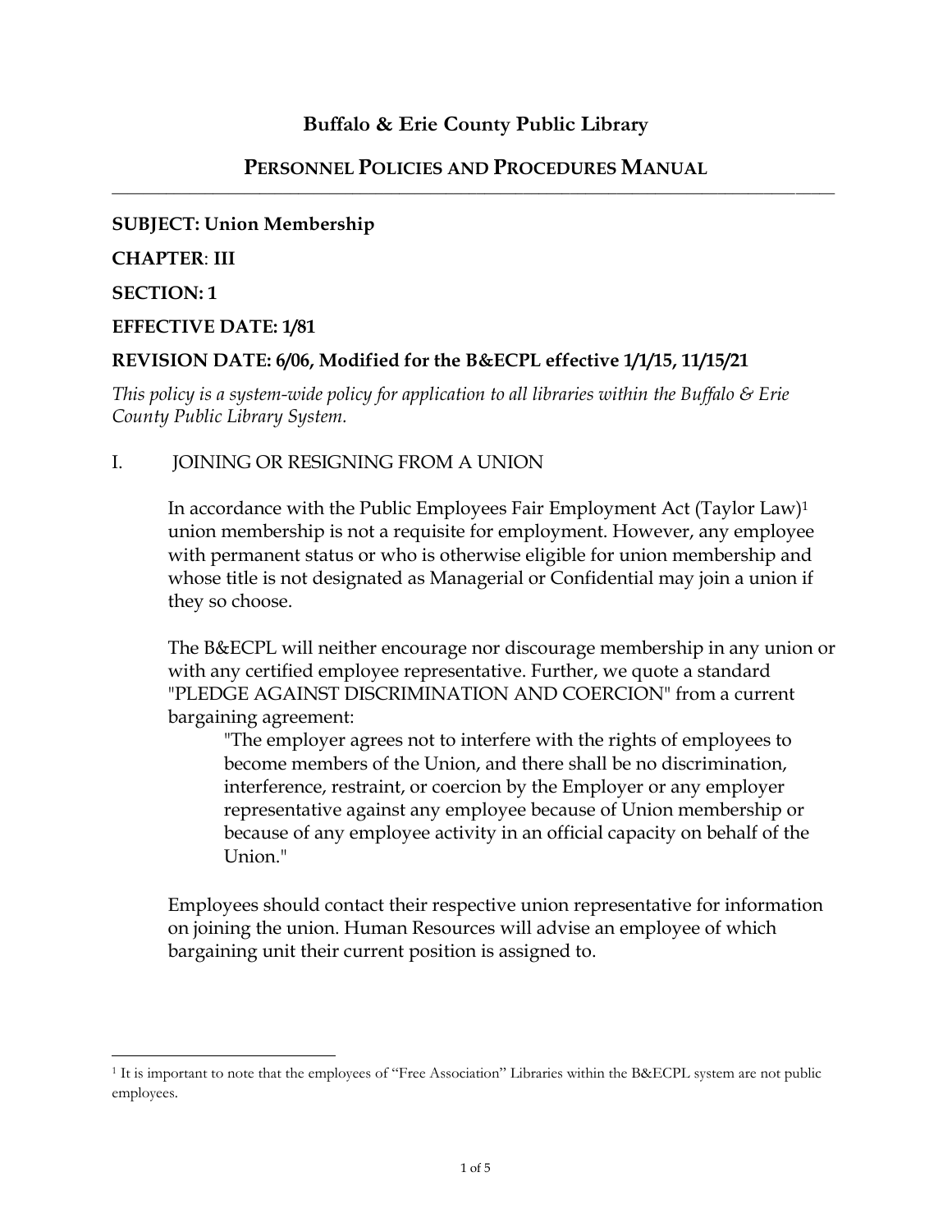# Buffalo & Erie County Public Library

## PERSONNEL POLICIES AND PROCEDURES MANUAL

**SUBJECT: Union Membership**

**CHAPTER: III**

**SECTION: 1**

**EFFECTIVE DATE: 1/81**

**REVISION DATE: 6/06, Modified for the B&ECPL effective 1/1/15, 11/15/21**

*This policy is a system-wide policy for application to all libraries within the Buffalo & Erie County Public Library System.*

### I. JOINING OR RESIGNING FROM A UNION

In accordance with the Public Employees Fair Employment Act (Taylor Law)[1] union membership is not a requisite for employment. However, any employee with permanent status or who is otherwise eligible for union membership and whose title is not designated as Managerial or Confidential may join a union if they so choose.

The B&ECPL will neither encourage nor discourage membership in any union or with any certified employee representative. Further, we quote a standard "PLEDGE AGAINST DISCRIMINATION AND COERCION" from a current bargaining agreement:

> "The employer agrees not to interfere with the rights of employees to become members of the Union, and there shall be no discrimination, interference, restraint, or coercion by the Employer or any employer representative against any employee because of Union membership or because of any employee activity in an official capacity on behalf of the Union."

Employees should contact their respective union representative for information on joining the union. Human Resources will advise an employee of which bargaining unit their current position is assigned to.

---

[1] It is important to note that the employees of "Free Association" Libraries within the B&ECPL system are not public employees.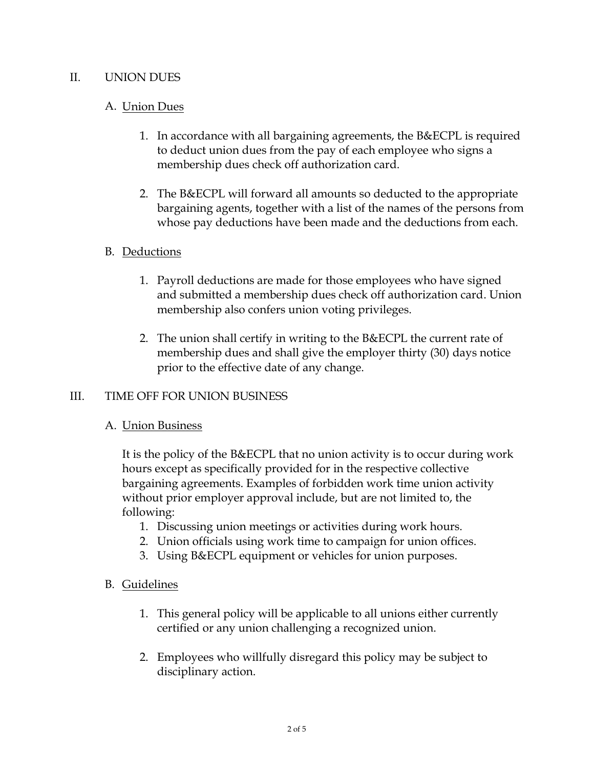## II. UNION DUES

### A. Union Dues

1. In accordance with all bargaining agreements, the B&ECPL is required to deduct union dues from the pay of each employee who signs a membership dues check off authorization card.

2. The B&ECPL will forward all amounts so deducted to the appropriate bargaining agents, together with a list of the names of the persons from whose pay deductions have been made and the deductions from each.

### B. Deductions

1. Payroll deductions are made for those employees who have signed and submitted a membership dues check off authorization card. Union membership also confers union voting privileges.

2. The union shall certify in writing to the B&ECPL the current rate of membership dues and shall give the employer thirty (30) days notice prior to the effective date of any change.

## III. TIME OFF FOR UNION BUSINESS

### A. Union Business

It is the policy of the B&ECPL that no union activity is to occur during work hours except as specifically provided for in the respective collective bargaining agreements. Examples of forbidden work time union activity without prior employer approval include, but are not limited to, the following:

1. Discussing union meetings or activities during work hours.
2. Union officials using work time to campaign for union offices.
3. Using B&ECPL equipment or vehicles for union purposes.

### B. Guidelines

1. This general policy will be applicable to all unions either currently certified or any union challenging a recognized union.

2. Employees who willfully disregard this policy may be subject to disciplinary action.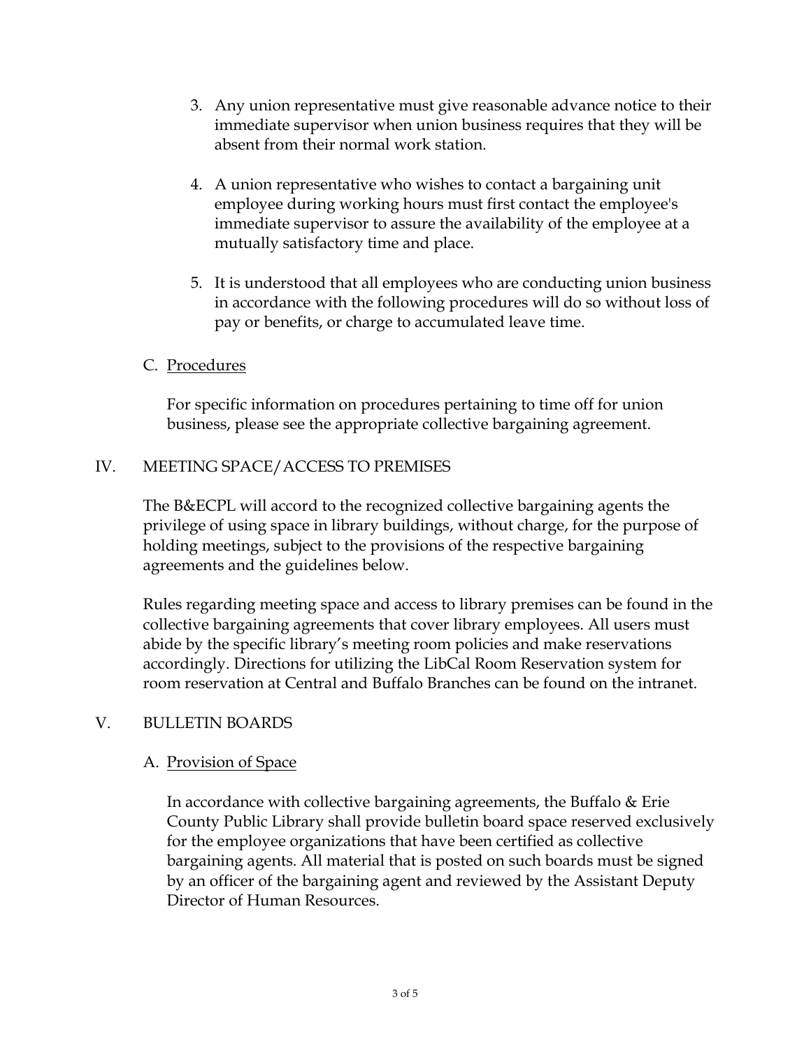3. Any union representative must give reasonable advance notice to their immediate supervisor when union business requires that they will be absent from their normal work station.

4. A union representative who wishes to contact a bargaining unit employee during working hours must first contact the employee's immediate supervisor to assure the availability of the employee at a mutually satisfactory time and place.

5. It is understood that all employees who are conducting union business in accordance with the following procedures will do so without loss of pay or benefits, or charge to accumulated leave time.

### C. Procedures

For specific information on procedures pertaining to time off for union business, please see the appropriate collective bargaining agreement.

## IV. MEETING SPACE/ACCESS TO PREMISES

The B&ECPL will accord to the recognized collective bargaining agents the privilege of using space in library buildings, without charge, for the purpose of holding meetings, subject to the provisions of the respective bargaining agreements and the guidelines below.

Rules regarding meeting space and access to library premises can be found in the collective bargaining agreements that cover library employees. All users must abide by the specific library's meeting room policies and make reservations accordingly. Directions for utilizing the LibCal Room Reservation system for room reservation at Central and Buffalo Branches can be found on the intranet.

## V. BULLETIN BOARDS

### A. Provision of Space

In accordance with collective bargaining agreements, the Buffalo & Erie County Public Library shall provide bulletin board space reserved exclusively for the employee organizations that have been certified as collective bargaining agents. All material that is posted on such boards must be signed by an officer of the bargaining agent and reviewed by the Assistant Deputy Director of Human Resources.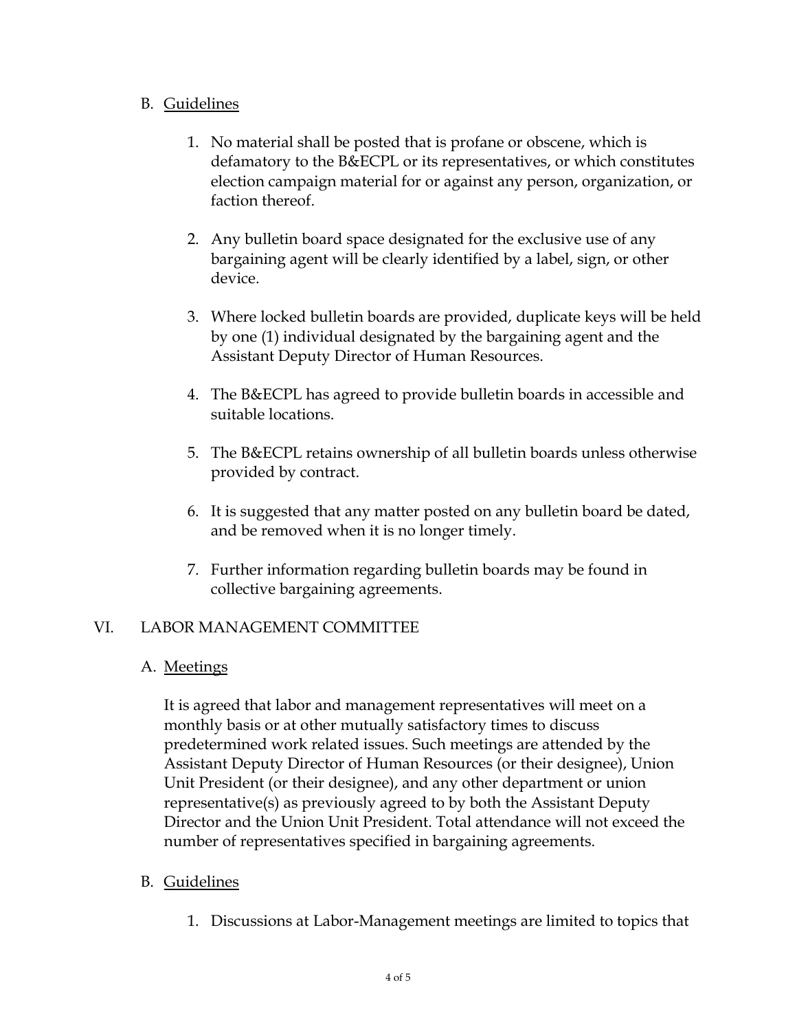B. Guidelines

1. No material shall be posted that is profane or obscene, which is defamatory to the B&ECPL or its representatives, or which constitutes election campaign material for or against any person, organization, or faction thereof.

2. Any bulletin board space designated for the exclusive use of any bargaining agent will be clearly identified by a label, sign, or other device.

3. Where locked bulletin boards are provided, duplicate keys will be held by one (1) individual designated by the bargaining agent and the Assistant Deputy Director of Human Resources.

4. The B&ECPL has agreed to provide bulletin boards in accessible and suitable locations.

5. The B&ECPL retains ownership of all bulletin boards unless otherwise provided by contract.

6. It is suggested that any matter posted on any bulletin board be dated, and be removed when it is no longer timely.

7. Further information regarding bulletin boards may be found in collective bargaining agreements.

## VI. LABOR MANAGEMENT COMMITTEE

A. Meetings

It is agreed that labor and management representatives will meet on a monthly basis or at other mutually satisfactory times to discuss predetermined work related issues. Such meetings are attended by the Assistant Deputy Director of Human Resources (or their designee), Union Unit President (or their designee), and any other department or union representative(s) as previously agreed to by both the Assistant Deputy Director and the Union Unit President. Total attendance will not exceed the number of representatives specified in bargaining agreements.

B. Guidelines

1. Discussions at Labor-Management meetings are limited to topics that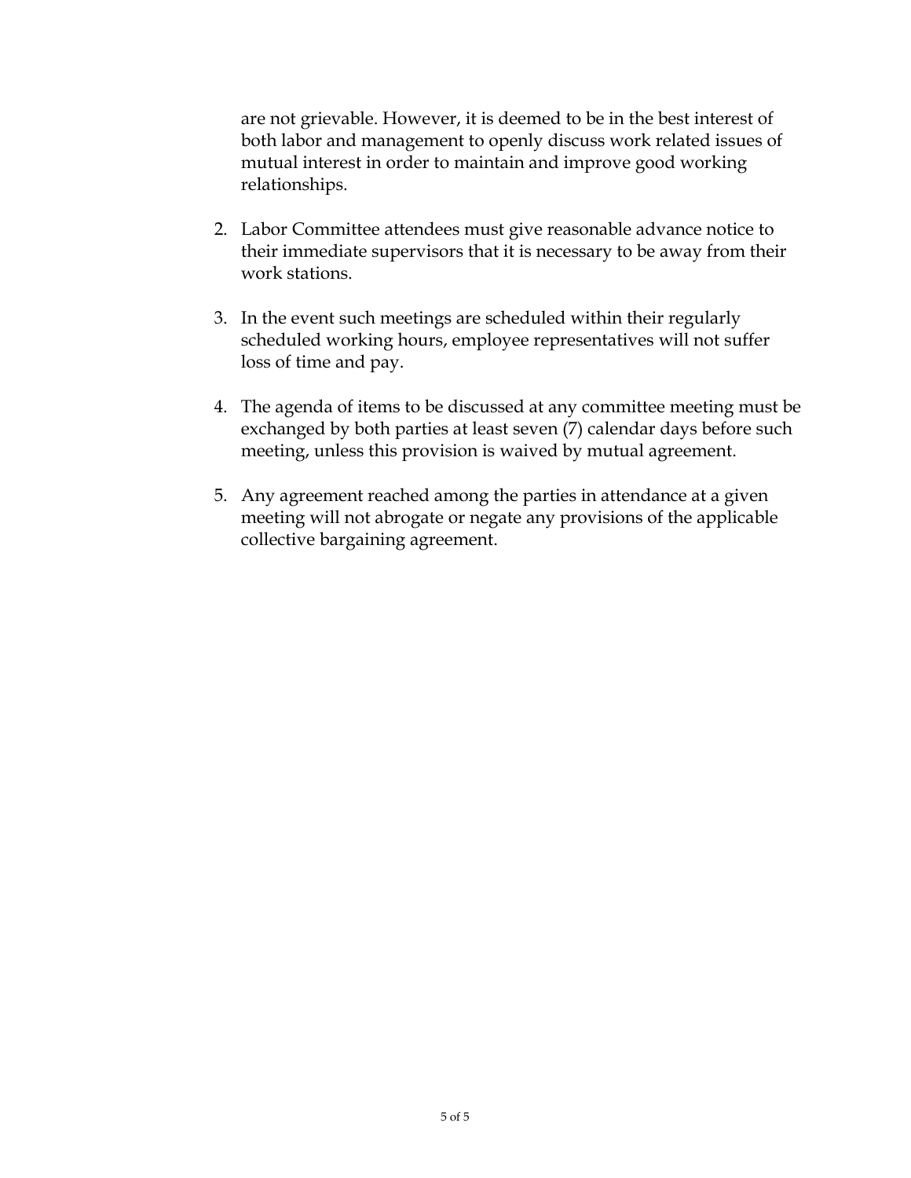are not grievable. However, it is deemed to be in the best interest of both labor and management to openly discuss work related issues of mutual interest in order to maintain and improve good working relationships.

2. Labor Committee attendees must give reasonable advance notice to their immediate supervisors that it is necessary to be away from their work stations.

3. In the event such meetings are scheduled within their regularly scheduled working hours, employee representatives will not suffer loss of time and pay.

4. The agenda of items to be discussed at any committee meeting must be exchanged by both parties at least seven (7) calendar days before such meeting, unless this provision is waived by mutual agreement.

5. Any agreement reached among the parties in attendance at a given meeting will not abrogate or negate any provisions of the applicable collective bargaining agreement.